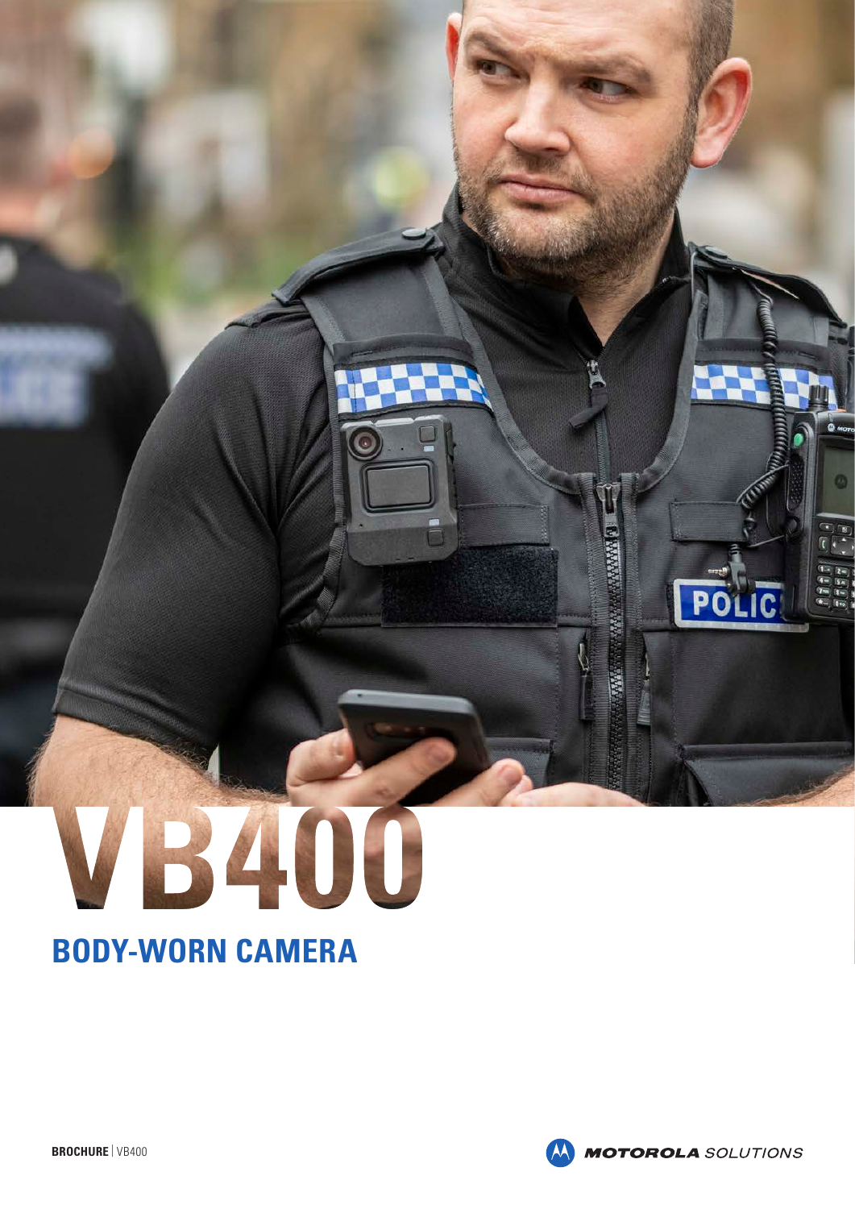# VB400

## BODY-WORN CAMERA

**BROCHURE** | VB400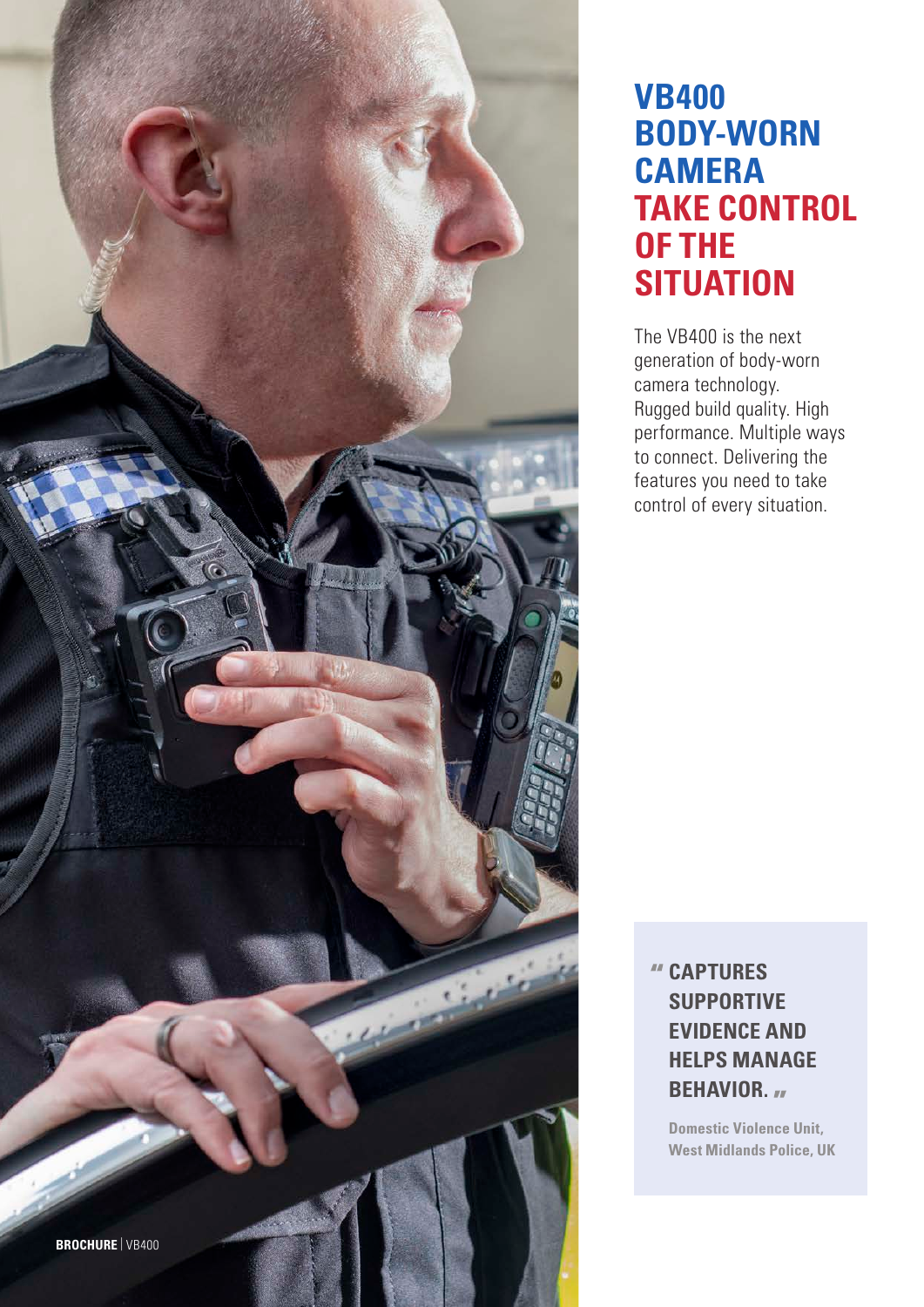# VB400 BODY-WORN CAMERA TAKE CONTROL OF THE SITUATION

The VB400 is the next generation of body-worn camera technology. Rugged build quality. High performance. Multiple ways to connect. Delivering the features you need to take control of every situation.

> **"CAPTURES SUPPORTIVE EVIDENCE AND HELPS MANAGE BEHAVIOR."**
>
> **Domestic Violence Unit, West Midlands Police, UK**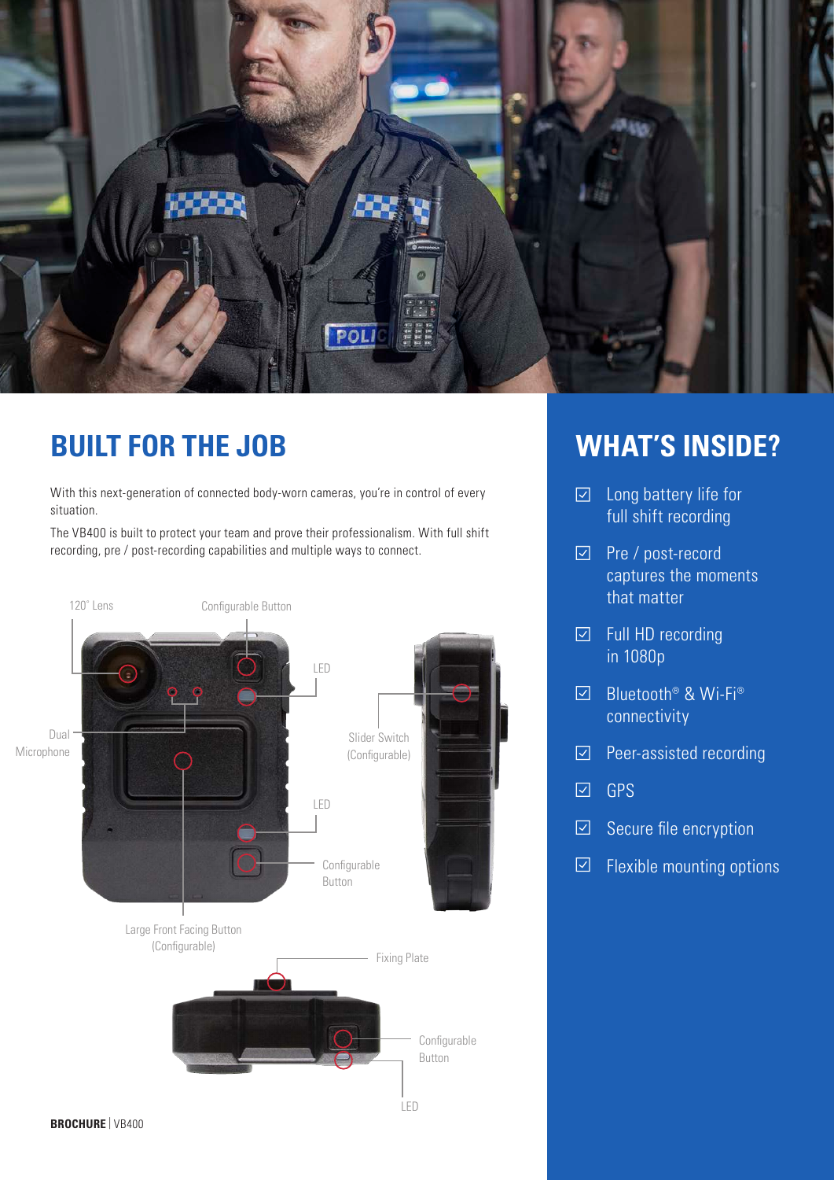## BUILT FOR THE JOB

With this next-generation of connected body-worn cameras, you're in control of every situation.

The VB400 is built to protect your team and prove their professionalism. With full shift recording, pre / post-recording capabilities and multiple ways to connect.

120˚ Lens

Configurable Button

LED

Dual Microphone

Slider Switch (Configurable)

LED

Configurable Button

Large Front Facing Button (Configurable)

Fixing Plate

Configurable Button

LED

## WHAT'S INSIDE?

- ☑ Long battery life for full shift recording
- ☑ Pre / post-record captures the moments that matter
- ☑ Full HD recording in 1080p
- ☑ Bluetooth® & Wi-Fi® connectivity
- ☑ Peer-assisted recording
- ☑ GPS
- ☑ Secure file encryption
- ☑ Flexible mounting options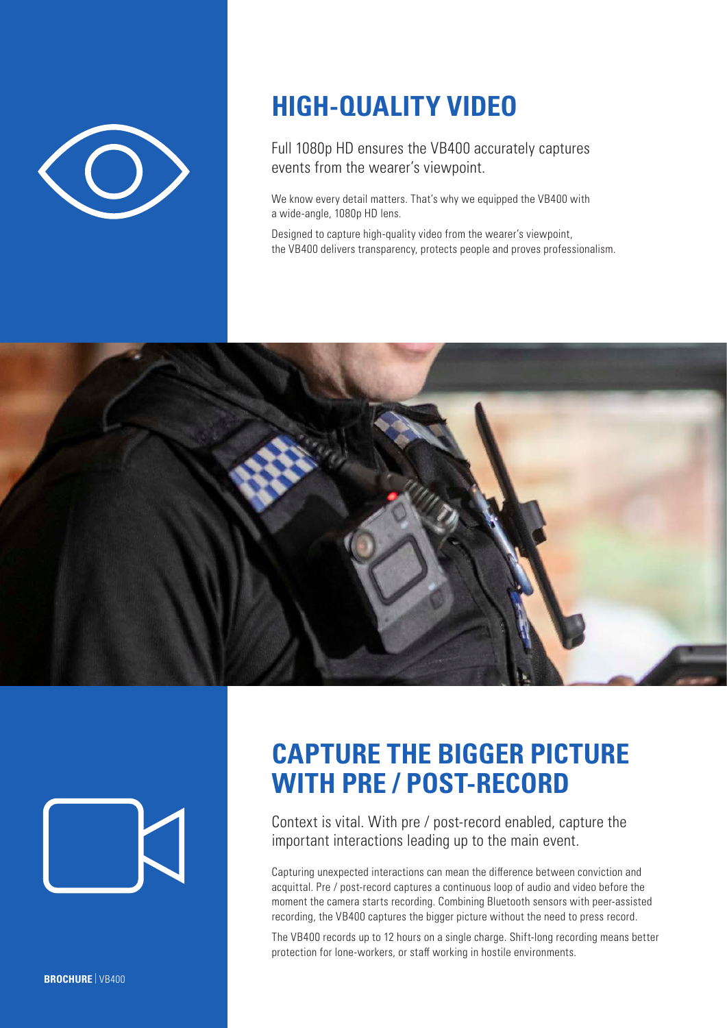## HIGH-QUALITY VIDEO

Full 1080p HD ensures the VB400 accurately captures events from the wearer's viewpoint.

We know every detail matters. That's why we equipped the VB400 with a wide-angle, 1080p HD lens.

Designed to capture high-quality video from the wearer's viewpoint, the VB400 delivers transparency, protects people and proves professionalism.

## CAPTURE THE BIGGER PICTURE WITH PRE / POST-RECORD

Context is vital. With pre / post-record enabled, capture the important interactions leading up to the main event.

Capturing unexpected interactions can mean the difference between conviction and acquittal. Pre / post-record captures a continuous loop of audio and video before the moment the camera starts recording. Combining Bluetooth sensors with peer-assisted recording, the VB400 captures the bigger picture without the need to press record.

The VB400 records up to 12 hours on a single charge. Shift-long recording means better protection for lone-workers, or staff working in hostile environments.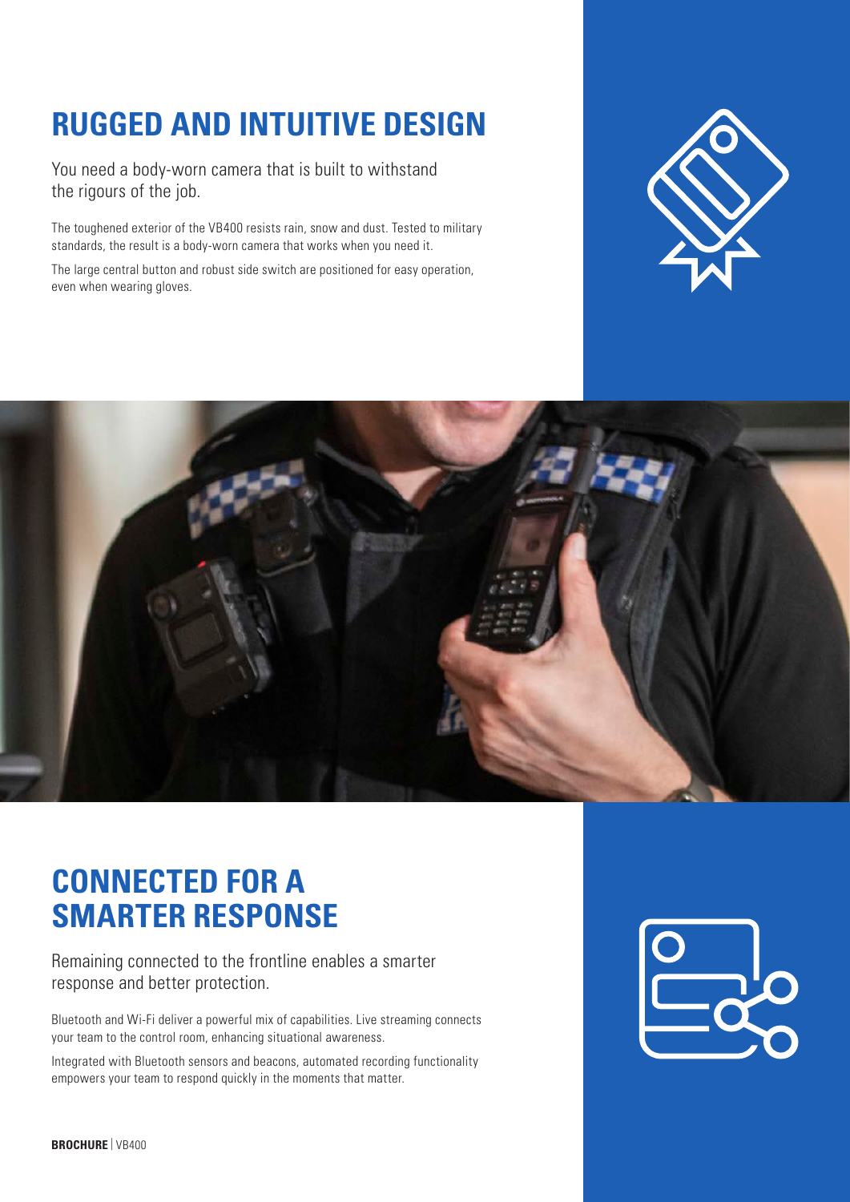# RUGGED AND INTUITIVE DESIGN

You need a body-worn camera that is built to withstand the rigours of the job.

The toughened exterior of the VB400 resists rain, snow and dust. Tested to military standards, the result is a body-worn camera that works when you need it.

The large central button and robust side switch are positioned for easy operation, even when wearing gloves.

# CONNECTED FOR A SMARTER RESPONSE

Remaining connected to the frontline enables a smarter response and better protection.

Bluetooth and Wi-Fi deliver a powerful mix of capabilities. Live streaming connects your team to the control room, enhancing situational awareness.

Integrated with Bluetooth sensors and beacons, automated recording functionality empowers your team to respond quickly in the moments that matter.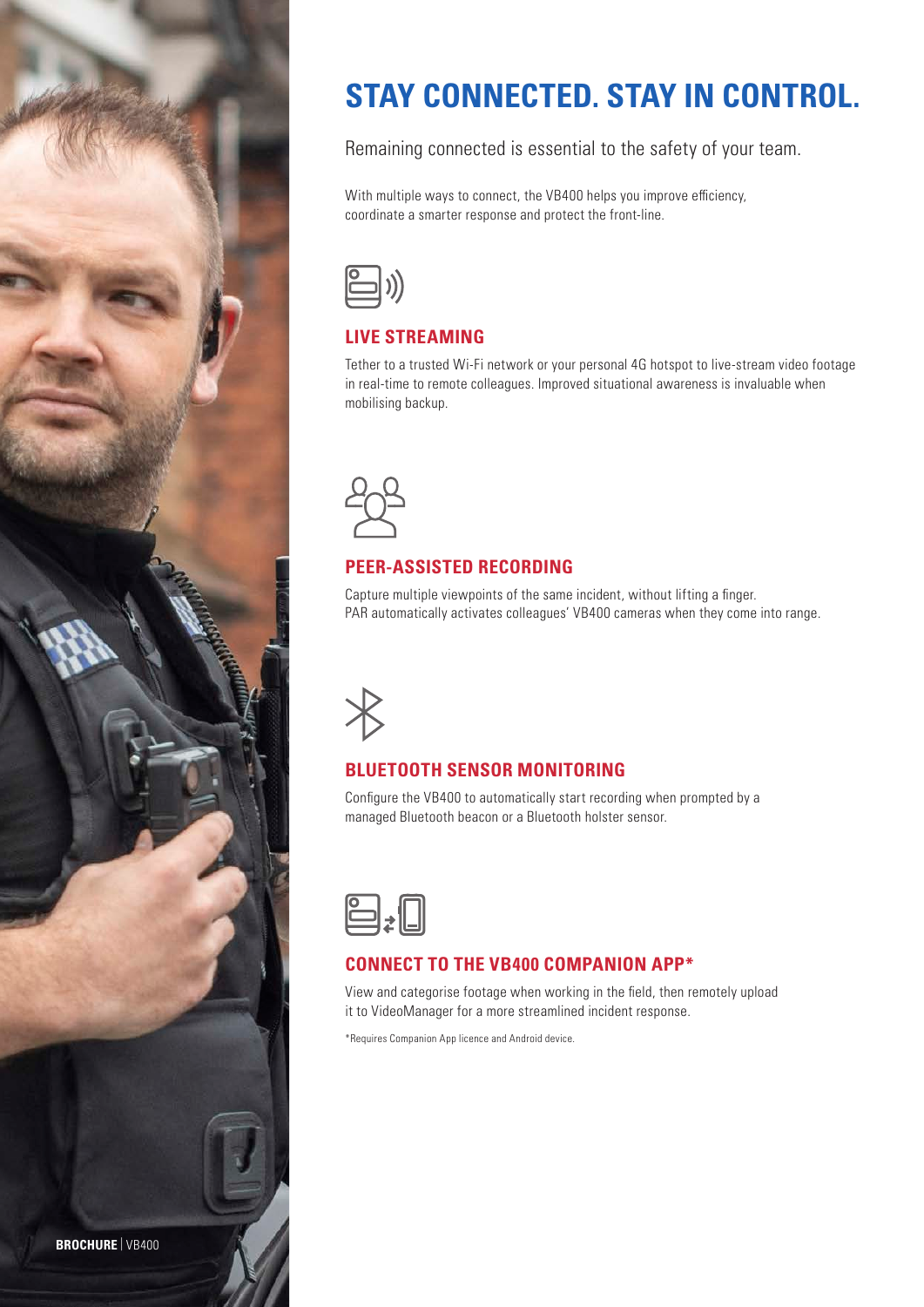# STAY CONNECTED. STAY IN CONTROL.

Remaining connected is essential to the safety of your team.

With multiple ways to connect, the VB400 helps you improve efficiency, coordinate a smarter response and protect the front-line.

## LIVE STREAMING

Tether to a trusted Wi-Fi network or your personal 4G hotspot to live-stream video footage in real-time to remote colleagues. Improved situational awareness is invaluable when mobilising backup.

## PEER-ASSISTED RECORDING

Capture multiple viewpoints of the same incident, without lifting a finger. PAR automatically activates colleagues' VB400 cameras when they come into range.

## BLUETOOTH SENSOR MONITORING

Configure the VB400 to automatically start recording when prompted by a managed Bluetooth beacon or a Bluetooth holster sensor.

## CONNECT TO THE VB400 COMPANION APP*

View and categorise footage when working in the field, then remotely upload it to VideoManager for a more streamlined incident response.

*Requires Companion App licence and Android device.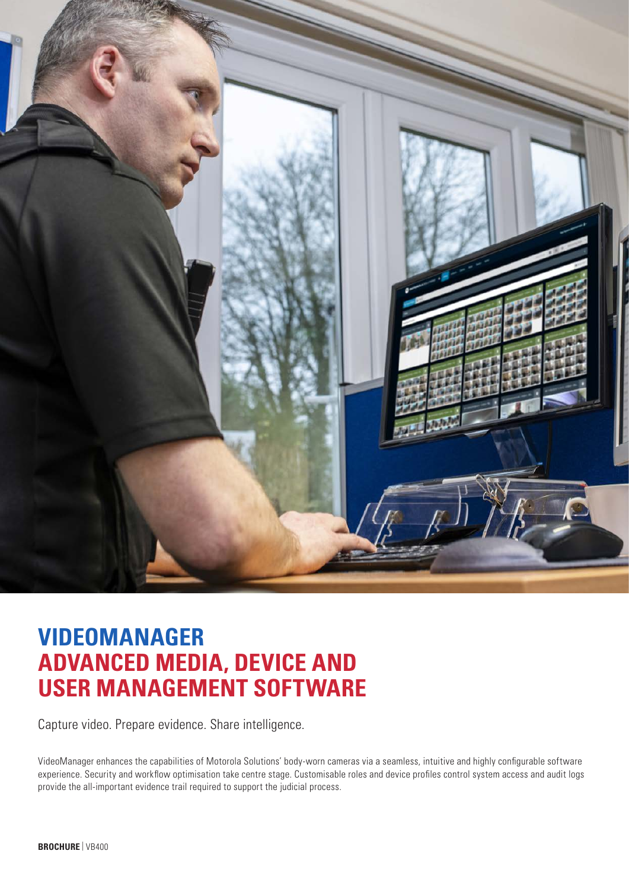# VIDEOMANAGER
# ADVANCED MEDIA, DEVICE AND USER MANAGEMENT SOFTWARE

Capture video. Prepare evidence. Share intelligence.

VideoManager enhances the capabilities of Motorola Solutions' body-worn cameras via a seamless, intuitive and highly configurable software experience. Security and workflow optimisation take centre stage. Customisable roles and device profiles control system access and audit logs provide the all-important evidence trail required to support the judicial process.

**BROCHURE** | VB400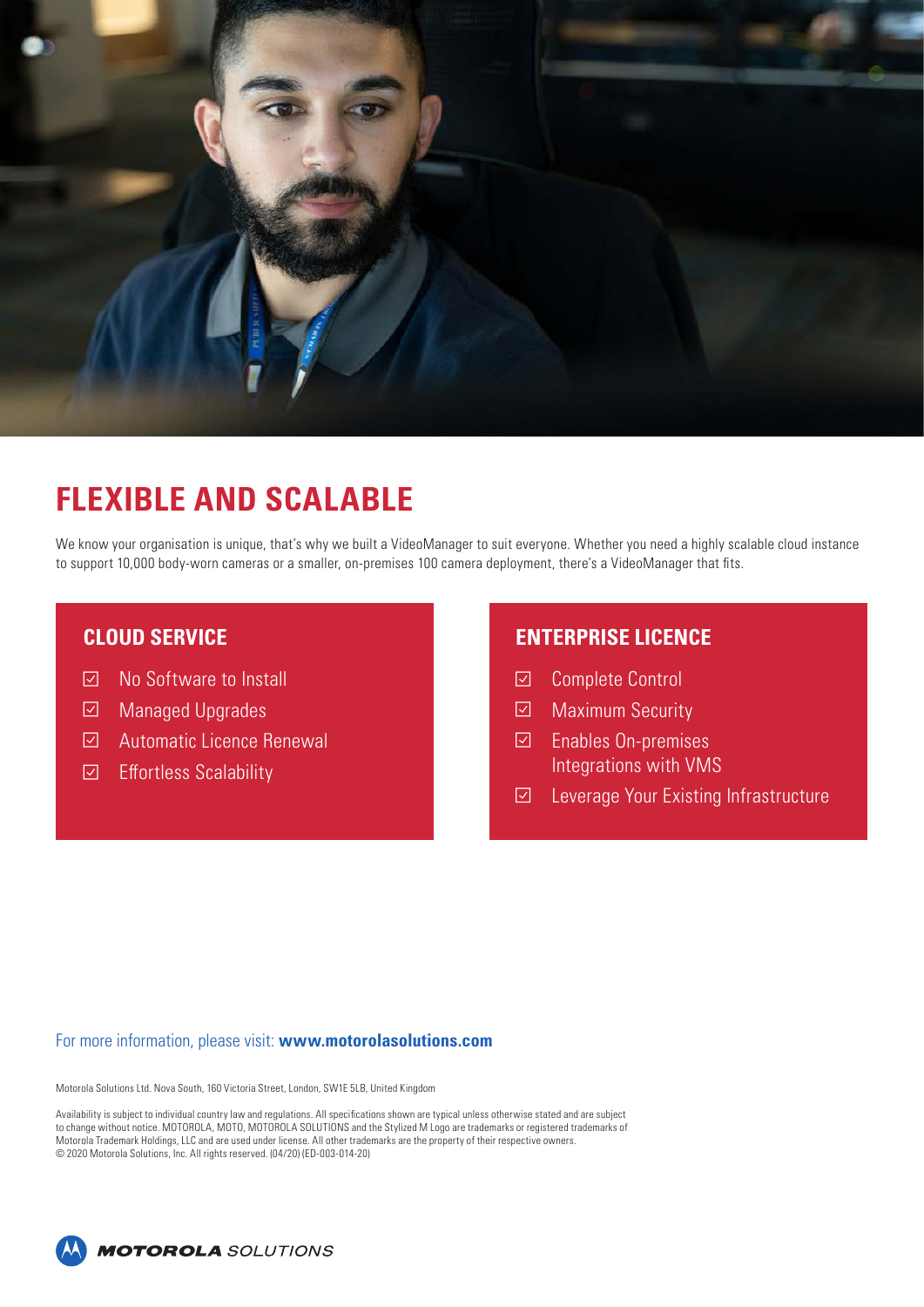# FLEXIBLE AND SCALABLE

We know your organisation is unique, that's why we built a VideoManager to suit everyone. Whether you need a highly scalable cloud instance to support 10,000 body-worn cameras or a smaller, on-premises 100 camera deployment, there's a VideoManager that fits.

## CLOUD SERVICE

- ☑ No Software to Install
- ☑ Managed Upgrades
- ☑ Automatic Licence Renewal
- ☑ Effortless Scalability

## ENTERPRISE LICENCE

- ☑ Complete Control
- ☑ Maximum Security
- ☑ Enables On-premises Integrations with VMS
- ☑ Leverage Your Existing Infrastructure

For more information, please visit: **www.motorolasolutions.com**

Motorola Solutions Ltd. Nova South, 160 Victoria Street, London, SW1E 5LB, United Kingdom

Availability is subject to individual country law and regulations. All specifications shown are typical unless otherwise stated and are subject to change without notice. MOTOROLA, MOTO, MOTOROLA SOLUTIONS and the Stylized M Logo are trademarks or registered trademarks of Motorola Trademark Holdings, LLC and are used under license. All other trademarks are the property of their respective owners. © 2020 Motorola Solutions, Inc. All rights reserved. (04/20) (ED-003-014-20)

**MOTOROLA** SOLUTIONS